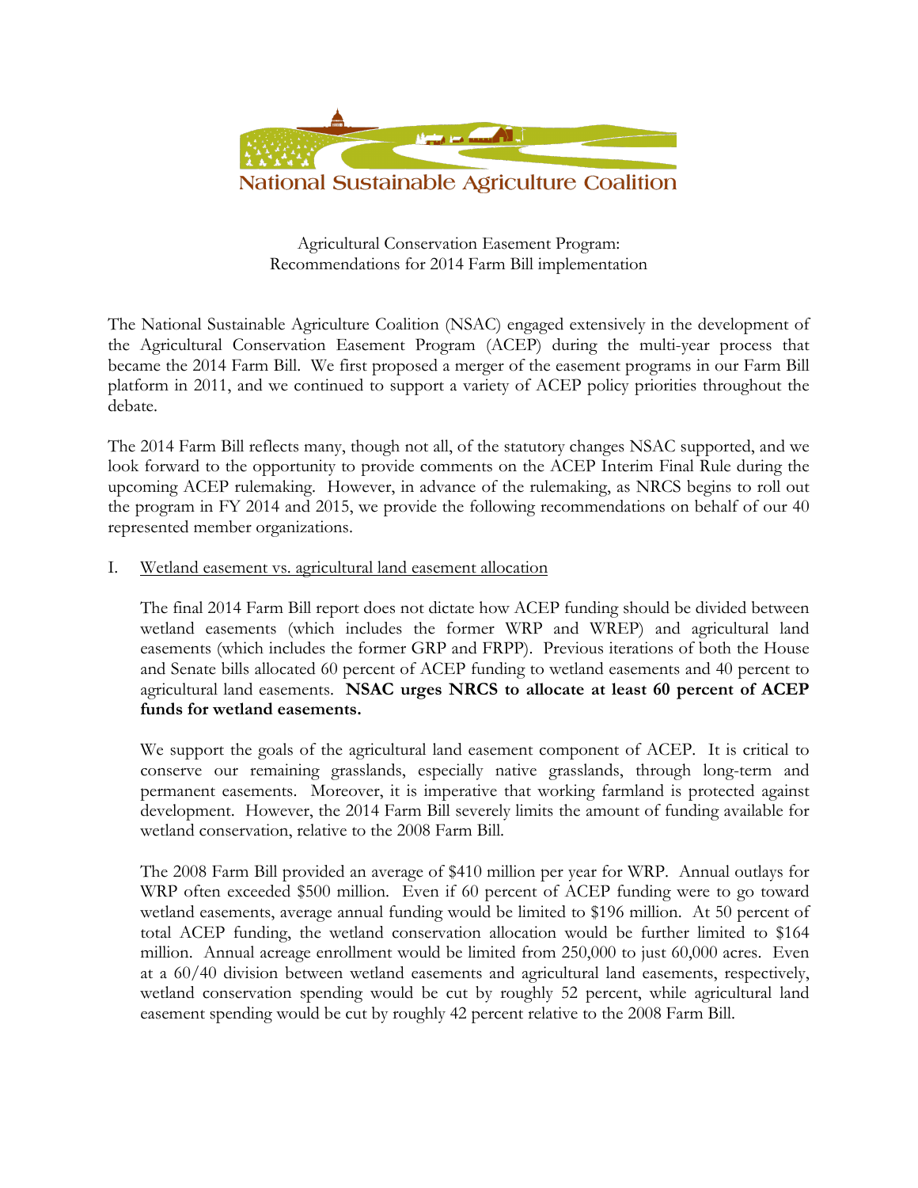National Sustainable Agriculture Coalition

Agricultural Conservation Easement Program:
Recommendations for 2014 Farm Bill implementation

The National Sustainable Agriculture Coalition (NSAC) engaged extensively in the development of the Agricultural Conservation Easement Program (ACEP) during the multi-year process that became the 2014 Farm Bill. We first proposed a merger of the easement programs in our Farm Bill platform in 2011, and we continued to support a variety of ACEP policy priorities throughout the debate.

The 2014 Farm Bill reflects many, though not all, of the statutory changes NSAC supported, and we look forward to the opportunity to provide comments on the ACEP Interim Final Rule during the upcoming ACEP rulemaking. However, in advance of the rulemaking, as NRCS begins to roll out the program in FY 2014 and 2015, we provide the following recommendations on behalf of our 40 represented member organizations.

I. Wetland easement vs. agricultural land easement allocation

The final 2014 Farm Bill report does not dictate how ACEP funding should be divided between wetland easements (which includes the former WRP and WREP) and agricultural land easements (which includes the former GRP and FRPP). Previous iterations of both the House and Senate bills allocated 60 percent of ACEP funding to wetland easements and 40 percent to agricultural land easements. **NSAC urges NRCS to allocate at least 60 percent of ACEP funds for wetland easements.**

We support the goals of the agricultural land easement component of ACEP. It is critical to conserve our remaining grasslands, especially native grasslands, through long-term and permanent easements. Moreover, it is imperative that working farmland is protected against development. However, the 2014 Farm Bill severely limits the amount of funding available for wetland conservation, relative to the 2008 Farm Bill.

The 2008 Farm Bill provided an average of $410 million per year for WRP. Annual outlays for WRP often exceeded $500 million. Even if 60 percent of ACEP funding were to go toward wetland easements, average annual funding would be limited to $196 million. At 50 percent of total ACEP funding, the wetland conservation allocation would be further limited to $164 million. Annual acreage enrollment would be limited from 250,000 to just 60,000 acres. Even at a 60/40 division between wetland easements and agricultural land easements, respectively, wetland conservation spending would be cut by roughly 52 percent, while agricultural land easement spending would be cut by roughly 42 percent relative to the 2008 Farm Bill.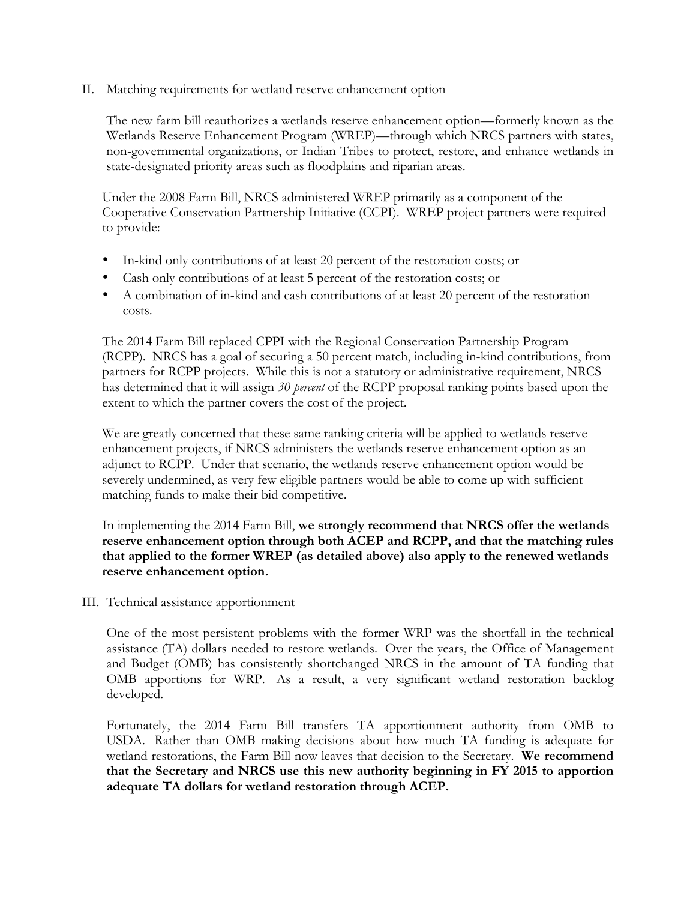II. Matching requirements for wetland reserve enhancement option

The new farm bill reauthorizes a wetlands reserve enhancement option—formerly known as the Wetlands Reserve Enhancement Program (WREP)—through which NRCS partners with states, non-governmental organizations, or Indian Tribes to protect, restore, and enhance wetlands in state-designated priority areas such as floodplains and riparian areas.

Under the 2008 Farm Bill, NRCS administered WREP primarily as a component of the Cooperative Conservation Partnership Initiative (CCPI). WREP project partners were required to provide:

- In-kind only contributions of at least 20 percent of the restoration costs; or
- Cash only contributions of at least 5 percent of the restoration costs; or
- A combination of in-kind and cash contributions of at least 20 percent of the restoration costs.

The 2014 Farm Bill replaced CPPI with the Regional Conservation Partnership Program (RCPP). NRCS has a goal of securing a 50 percent match, including in-kind contributions, from partners for RCPP projects. While this is not a statutory or administrative requirement, NRCS has determined that it will assign *30 percent* of the RCPP proposal ranking points based upon the extent to which the partner covers the cost of the project.

We are greatly concerned that these same ranking criteria will be applied to wetlands reserve enhancement projects, if NRCS administers the wetlands reserve enhancement option as an adjunct to RCPP. Under that scenario, the wetlands reserve enhancement option would be severely undermined, as very few eligible partners would be able to come up with sufficient matching funds to make their bid competitive.

In implementing the 2014 Farm Bill, **we strongly recommend that NRCS offer the wetlands reserve enhancement option through both ACEP and RCPP, and that the matching rules that applied to the former WREP (as detailed above) also apply to the renewed wetlands reserve enhancement option.**

III. Technical assistance apportionment

One of the most persistent problems with the former WRP was the shortfall in the technical assistance (TA) dollars needed to restore wetlands. Over the years, the Office of Management and Budget (OMB) has consistently shortchanged NRCS in the amount of TA funding that OMB apportions for WRP. As a result, a very significant wetland restoration backlog developed.

Fortunately, the 2014 Farm Bill transfers TA apportionment authority from OMB to USDA. Rather than OMB making decisions about how much TA funding is adequate for wetland restorations, the Farm Bill now leaves that decision to the Secretary. **We recommend that the Secretary and NRCS use this new authority beginning in FY 2015 to apportion adequate TA dollars for wetland restoration through ACEP.**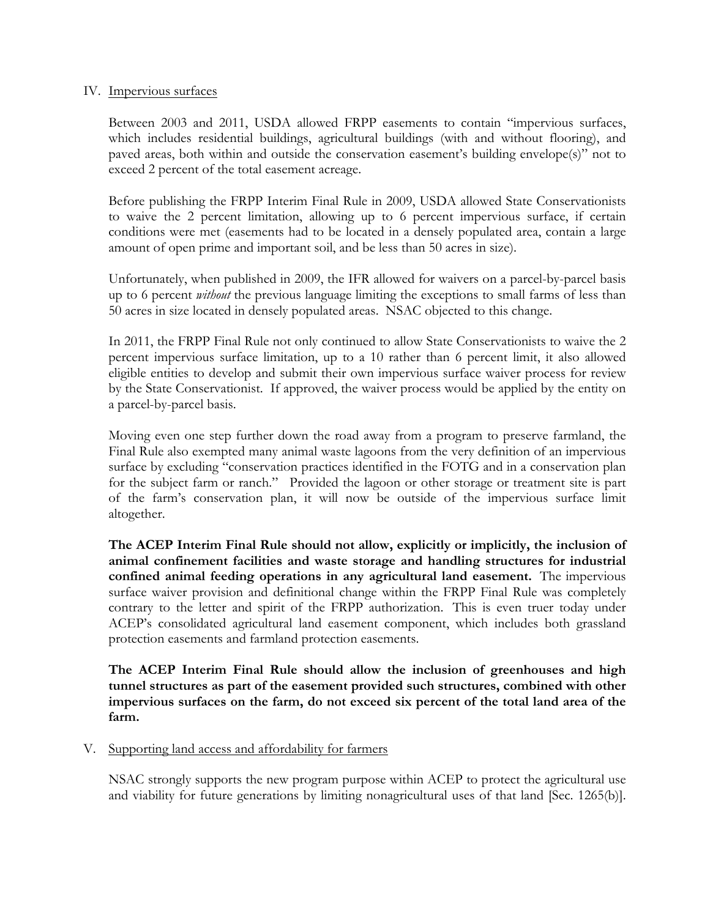IV. Impervious surfaces

Between 2003 and 2011, USDA allowed FRPP easements to contain "impervious surfaces, which includes residential buildings, agricultural buildings (with and without flooring), and paved areas, both within and outside the conservation easement's building envelope(s)" not to exceed 2 percent of the total easement acreage.

Before publishing the FRPP Interim Final Rule in 2009, USDA allowed State Conservationists to waive the 2 percent limitation, allowing up to 6 percent impervious surface, if certain conditions were met (easements had to be located in a densely populated area, contain a large amount of open prime and important soil, and be less than 50 acres in size).

Unfortunately, when published in 2009, the IFR allowed for waivers on a parcel-by-parcel basis up to 6 percent *without* the previous language limiting the exceptions to small farms of less than 50 acres in size located in densely populated areas. NSAC objected to this change.

In 2011, the FRPP Final Rule not only continued to allow State Conservationists to waive the 2 percent impervious surface limitation, up to a 10 rather than 6 percent limit, it also allowed eligible entities to develop and submit their own impervious surface waiver process for review by the State Conservationist. If approved, the waiver process would be applied by the entity on a parcel-by-parcel basis.

Moving even one step further down the road away from a program to preserve farmland, the Final Rule also exempted many animal waste lagoons from the very definition of an impervious surface by excluding "conservation practices identified in the FOTG and in a conservation plan for the subject farm or ranch." Provided the lagoon or other storage or treatment site is part of the farm's conservation plan, it will now be outside of the impervious surface limit altogether.

**The ACEP Interim Final Rule should not allow, explicitly or implicitly, the inclusion of animal confinement facilities and waste storage and handling structures for industrial confined animal feeding operations in any agricultural land easement.** The impervious surface waiver provision and definitional change within the FRPP Final Rule was completely contrary to the letter and spirit of the FRPP authorization. This is even truer today under ACEP's consolidated agricultural land easement component, which includes both grassland protection easements and farmland protection easements.

**The ACEP Interim Final Rule should allow the inclusion of greenhouses and high tunnel structures as part of the easement provided such structures, combined with other impervious surfaces on the farm, do not exceed six percent of the total land area of the farm.**

V. Supporting land access and affordability for farmers

NSAC strongly supports the new program purpose within ACEP to protect the agricultural use and viability for future generations by limiting nonagricultural uses of that land [Sec. 1265(b)].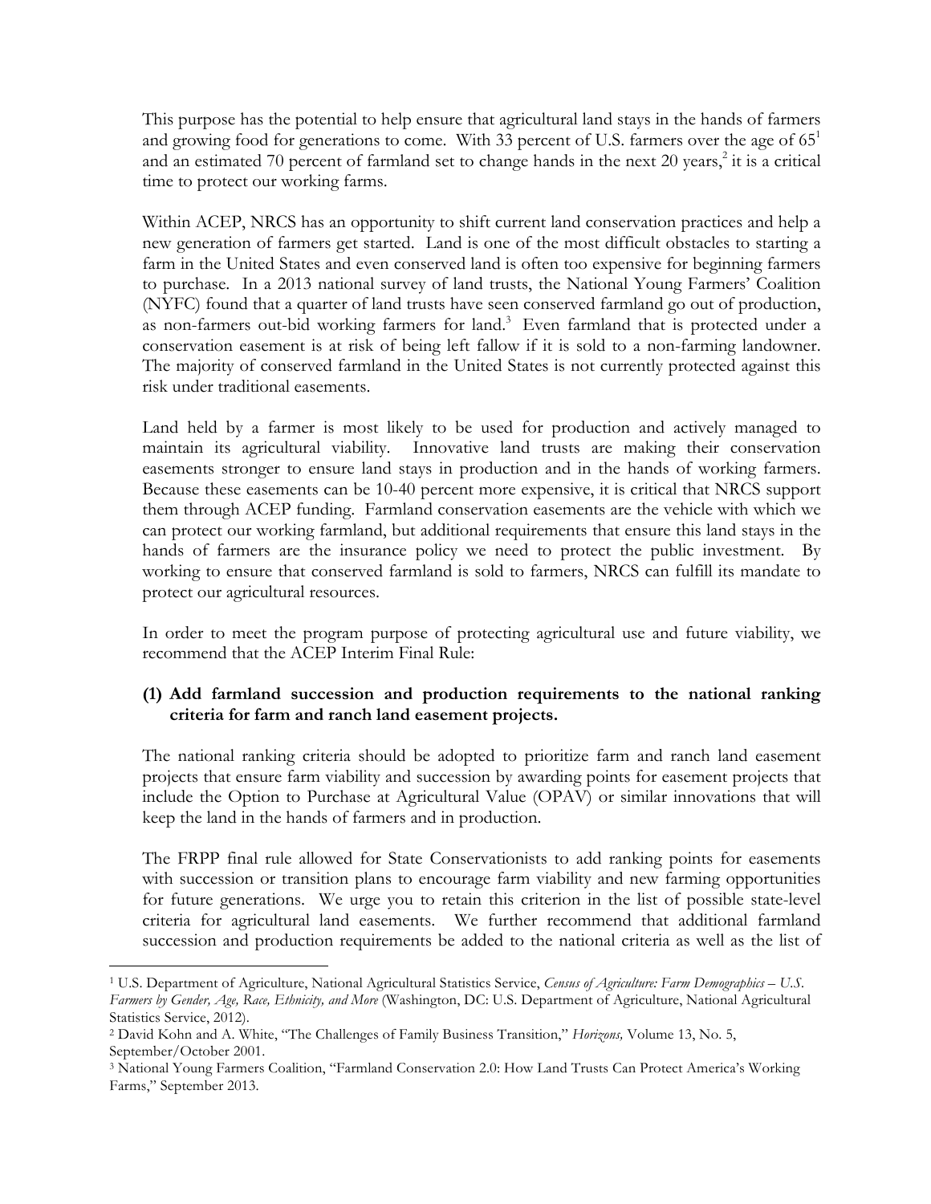This purpose has the potential to help ensure that agricultural land stays in the hands of farmers and growing food for generations to come. With 33 percent of U.S. farmers over the age of 65[1] and an estimated 70 percent of farmland set to change hands in the next 20 years,[2] it is a critical time to protect our working farms.

Within ACEP, NRCS has an opportunity to shift current land conservation practices and help a new generation of farmers get started. Land is one of the most difficult obstacles to starting a farm in the United States and even conserved land is often too expensive for beginning farmers to purchase. In a 2013 national survey of land trusts, the National Young Farmers' Coalition (NYFC) found that a quarter of land trusts have seen conserved farmland go out of production, as non-farmers out-bid working farmers for land.[3] Even farmland that is protected under a conservation easement is at risk of being left fallow if it is sold to a non-farming landowner. The majority of conserved farmland in the United States is not currently protected against this risk under traditional easements.

Land held by a farmer is most likely to be used for production and actively managed to maintain its agricultural viability. Innovative land trusts are making their conservation easements stronger to ensure land stays in production and in the hands of working farmers. Because these easements can be 10-40 percent more expensive, it is critical that NRCS support them through ACEP funding. Farmland conservation easements are the vehicle with which we can protect our working farmland, but additional requirements that ensure this land stays in the hands of farmers are the insurance policy we need to protect the public investment. By working to ensure that conserved farmland is sold to farmers, NRCS can fulfill its mandate to protect our agricultural resources.

In order to meet the program purpose of protecting agricultural use and future viability, we recommend that the ACEP Interim Final Rule:

**(1) Add farmland succession and production requirements to the national ranking criteria for farm and ranch land easement projects.**

The national ranking criteria should be adopted to prioritize farm and ranch land easement projects that ensure farm viability and succession by awarding points for easement projects that include the Option to Purchase at Agricultural Value (OPAV) or similar innovations that will keep the land in the hands of farmers and in production.

The FRPP final rule allowed for State Conservationists to add ranking points for easements with succession or transition plans to encourage farm viability and new farming opportunities for future generations. We urge you to retain this criterion in the list of possible state-level criteria for agricultural land easements. We further recommend that additional farmland succession and production requirements be added to the national criteria as well as the list of

---

[1] U.S. Department of Agriculture, National Agricultural Statistics Service, *Census of Agriculture: Farm Demographics – U.S. Farmers by Gender, Age, Race, Ethnicity, and More* (Washington, DC: U.S. Department of Agriculture, National Agricultural Statistics Service, 2012).

[2] David Kohn and A. White, "The Challenges of Family Business Transition," *Horizons,* Volume 13, No. 5, September/October 2001.

[3] National Young Farmers Coalition, "Farmland Conservation 2.0: How Land Trusts Can Protect America's Working Farms," September 2013.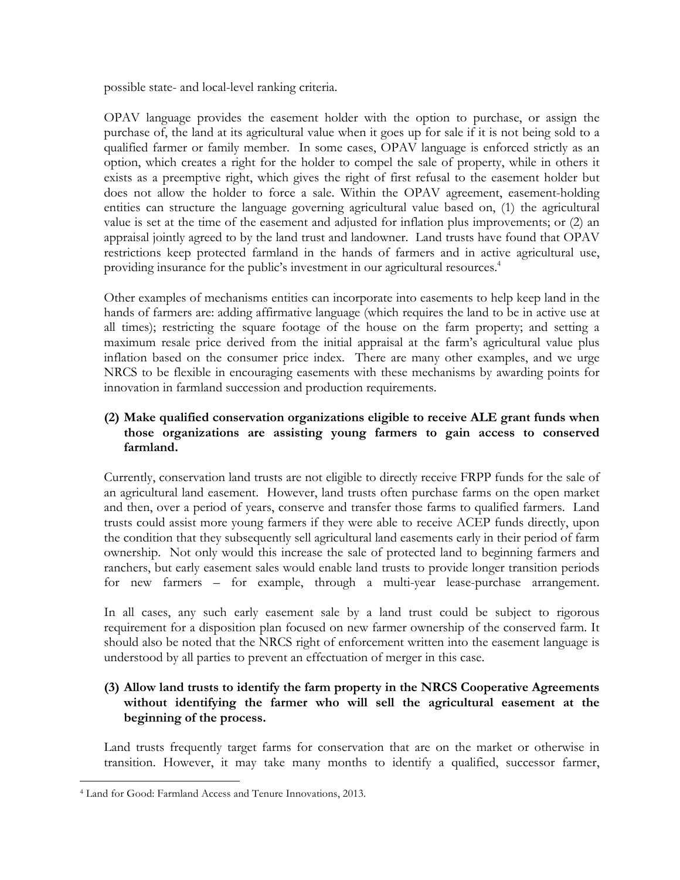possible state- and local-level ranking criteria.

OPAV language provides the easement holder with the option to purchase, or assign the purchase of, the land at its agricultural value when it goes up for sale if it is not being sold to a qualified farmer or family member. In some cases, OPAV language is enforced strictly as an option, which creates a right for the holder to compel the sale of property, while in others it exists as a preemptive right, which gives the right of first refusal to the easement holder but does not allow the holder to force a sale. Within the OPAV agreement, easement-holding entities can structure the language governing agricultural value based on, (1) the agricultural value is set at the time of the easement and adjusted for inflation plus improvements; or (2) an appraisal jointly agreed to by the land trust and landowner. Land trusts have found that OPAV restrictions keep protected farmland in the hands of farmers and in active agricultural use, providing insurance for the public's investment in our agricultural resources.[4]

Other examples of mechanisms entities can incorporate into easements to help keep land in the hands of farmers are: adding affirmative language (which requires the land to be in active use at all times); restricting the square footage of the house on the farm property; and setting a maximum resale price derived from the initial appraisal at the farm's agricultural value plus inflation based on the consumer price index. There are many other examples, and we urge NRCS to be flexible in encouraging easements with these mechanisms by awarding points for innovation in farmland succession and production requirements.

**(2) Make qualified conservation organizations eligible to receive ALE grant funds when those organizations are assisting young farmers to gain access to conserved farmland.**

Currently, conservation land trusts are not eligible to directly receive FRPP funds for the sale of an agricultural land easement. However, land trusts often purchase farms on the open market and then, over a period of years, conserve and transfer those farms to qualified farmers. Land trusts could assist more young farmers if they were able to receive ACEP funds directly, upon the condition that they subsequently sell agricultural land easements early in their period of farm ownership. Not only would this increase the sale of protected land to beginning farmers and ranchers, but early easement sales would enable land trusts to provide longer transition periods for new farmers – for example, through a multi-year lease-purchase arrangement.

In all cases, any such early easement sale by a land trust could be subject to rigorous requirement for a disposition plan focused on new farmer ownership of the conserved farm. It should also be noted that the NRCS right of enforcement written into the easement language is understood by all parties to prevent an effectuation of merger in this case.

**(3) Allow land trusts to identify the farm property in the NRCS Cooperative Agreements without identifying the farmer who will sell the agricultural easement at the beginning of the process.**

Land trusts frequently target farms for conservation that are on the market or otherwise in transition. However, it may take many months to identify a qualified, successor farmer,

[4] Land for Good: Farmland Access and Tenure Innovations, 2013.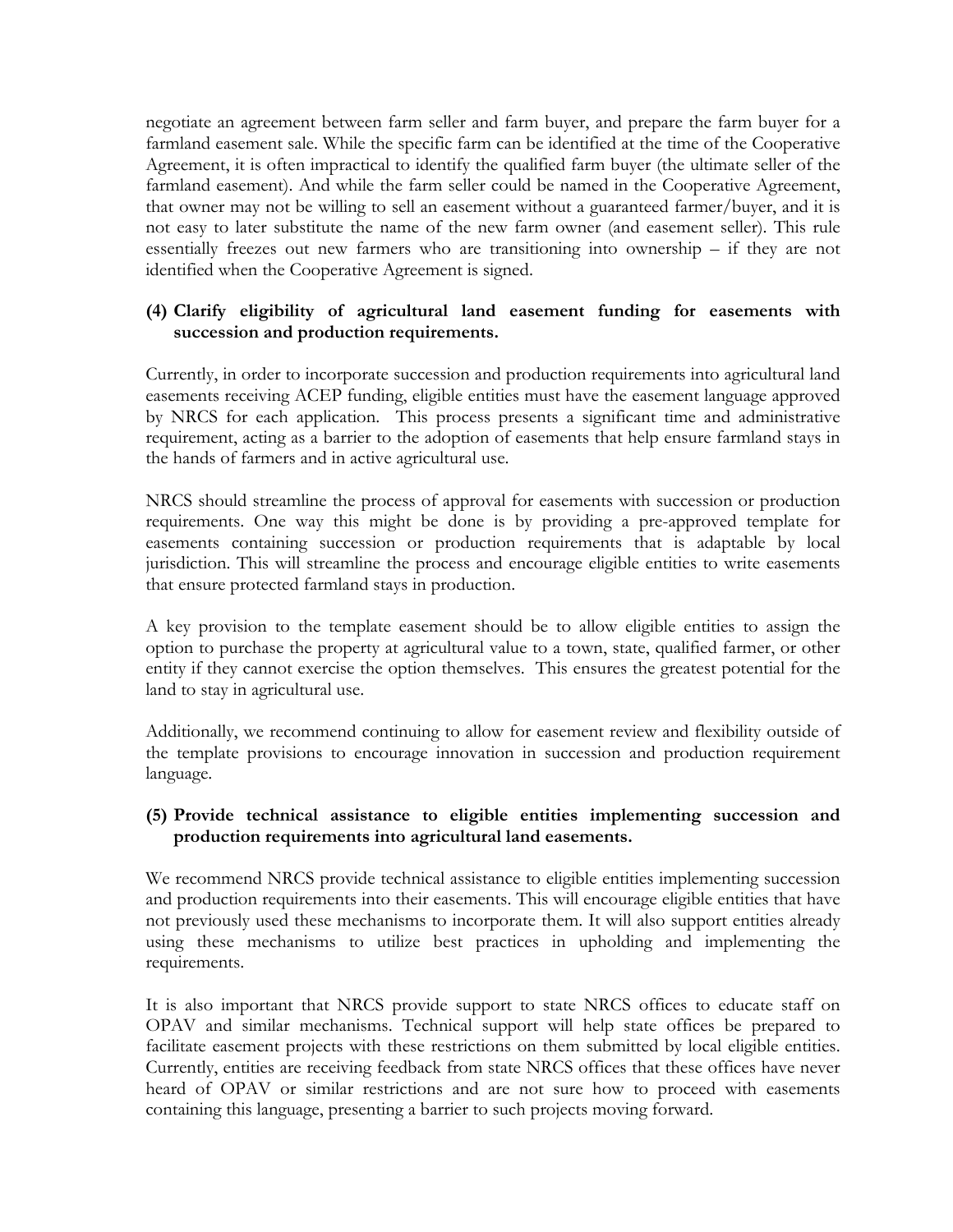negotiate an agreement between farm seller and farm buyer, and prepare the farm buyer for a farmland easement sale. While the specific farm can be identified at the time of the Cooperative Agreement, it is often impractical to identify the qualified farm buyer (the ultimate seller of the farmland easement). And while the farm seller could be named in the Cooperative Agreement, that owner may not be willing to sell an easement without a guaranteed farmer/buyer, and it is not easy to later substitute the name of the new farm owner (and easement seller). This rule essentially freezes out new farmers who are transitioning into ownership – if they are not identified when the Cooperative Agreement is signed.

**(4) Clarify eligibility of agricultural land easement funding for easements with succession and production requirements.**

Currently, in order to incorporate succession and production requirements into agricultural land easements receiving ACEP funding, eligible entities must have the easement language approved by NRCS for each application. This process presents a significant time and administrative requirement, acting as a barrier to the adoption of easements that help ensure farmland stays in the hands of farmers and in active agricultural use.

NRCS should streamline the process of approval for easements with succession or production requirements. One way this might be done is by providing a pre-approved template for easements containing succession or production requirements that is adaptable by local jurisdiction. This will streamline the process and encourage eligible entities to write easements that ensure protected farmland stays in production.

A key provision to the template easement should be to allow eligible entities to assign the option to purchase the property at agricultural value to a town, state, qualified farmer, or other entity if they cannot exercise the option themselves. This ensures the greatest potential for the land to stay in agricultural use.

Additionally, we recommend continuing to allow for easement review and flexibility outside of the template provisions to encourage innovation in succession and production requirement language.

**(5) Provide technical assistance to eligible entities implementing succession and production requirements into agricultural land easements.**

We recommend NRCS provide technical assistance to eligible entities implementing succession and production requirements into their easements. This will encourage eligible entities that have not previously used these mechanisms to incorporate them. It will also support entities already using these mechanisms to utilize best practices in upholding and implementing the requirements.

It is also important that NRCS provide support to state NRCS offices to educate staff on OPAV and similar mechanisms. Technical support will help state offices be prepared to facilitate easement projects with these restrictions on them submitted by local eligible entities. Currently, entities are receiving feedback from state NRCS offices that these offices have never heard of OPAV or similar restrictions and are not sure how to proceed with easements containing this language, presenting a barrier to such projects moving forward.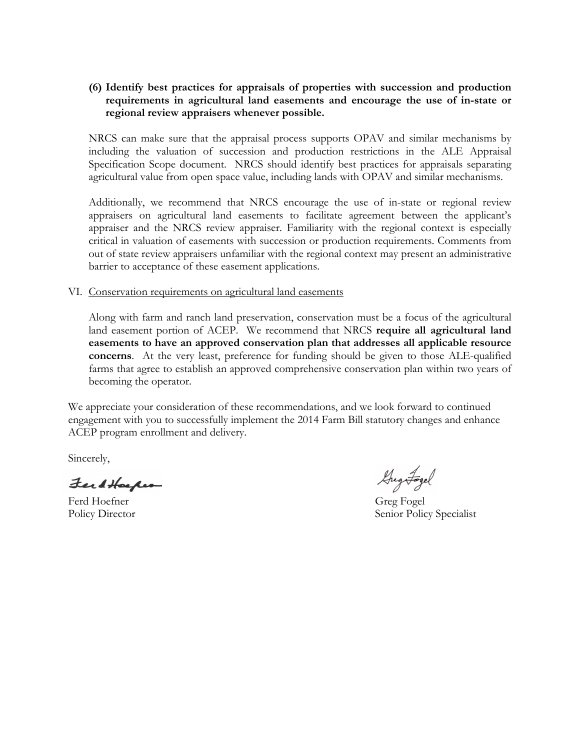**(6) Identify best practices for appraisals of properties with succession and production requirements in agricultural land easements and encourage the use of in-state or regional review appraisers whenever possible.**

NRCS can make sure that the appraisal process supports OPAV and similar mechanisms by including the valuation of succession and production restrictions in the ALE Appraisal Specification Scope document. NRCS should identify best practices for appraisals separating agricultural value from open space value, including lands with OPAV and similar mechanisms.

Additionally, we recommend that NRCS encourage the use of in-state or regional review appraisers on agricultural land easements to facilitate agreement between the applicant's appraiser and the NRCS review appraiser. Familiarity with the regional context is especially critical in valuation of easements with succession or production requirements. Comments from out of state review appraisers unfamiliar with the regional context may present an administrative barrier to acceptance of these easement applications.

VI. Conservation requirements on agricultural land easements

Along with farm and ranch land preservation, conservation must be a focus of the agricultural land easement portion of ACEP. We recommend that NRCS **require all agricultural land easements to have an approved conservation plan that addresses all applicable resource concerns**. At the very least, preference for funding should be given to those ALE-qualified farms that agree to establish an approved comprehensive conservation plan within two years of becoming the operator.

We appreciate your consideration of these recommendations, and we look forward to continued engagement with you to successfully implement the 2014 Farm Bill statutory changes and enhance ACEP program enrollment and delivery.

Sincerely,

Ferd Hoefner
Policy Director

Greg Fogel
Senior Policy Specialist